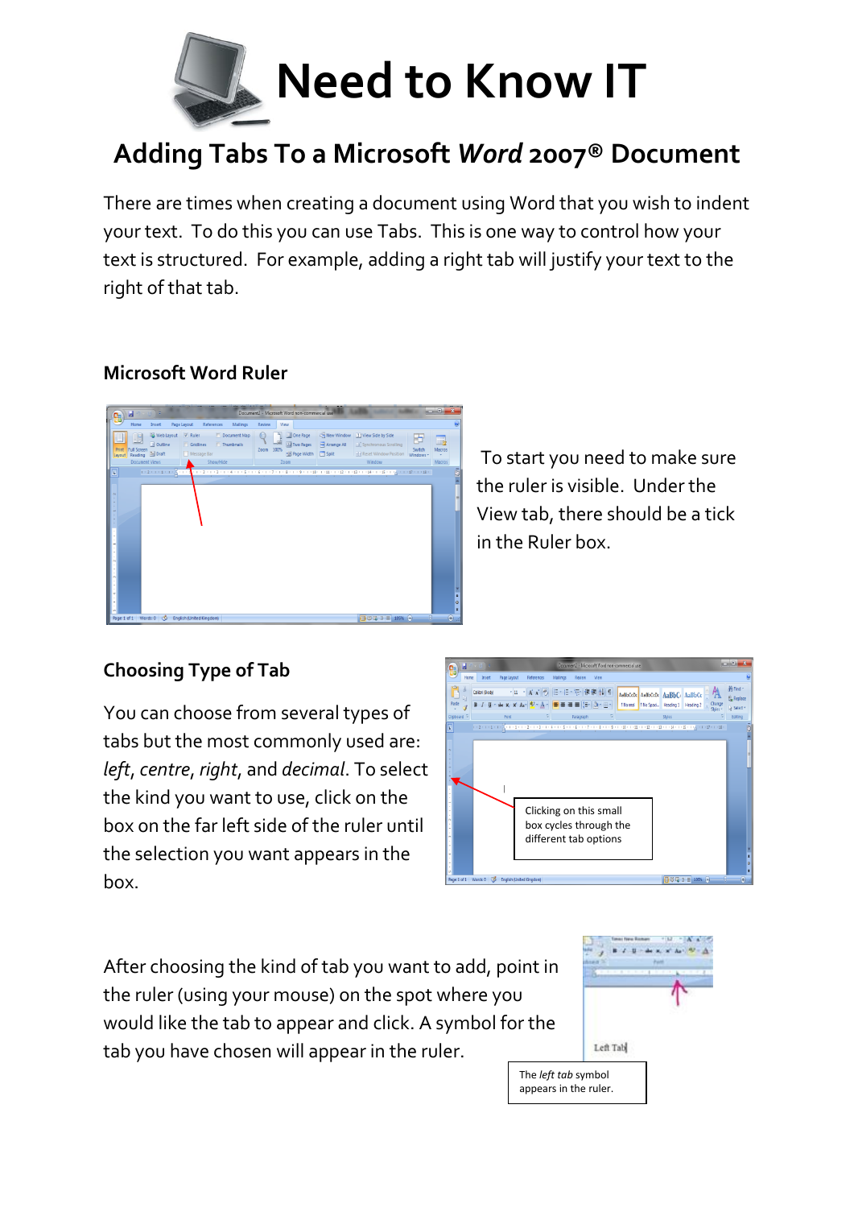# Need to Know IT

## Adding Tabs To a Microsoft *Word* 2007® Document

There are times when creating a document using Word that you wish to indent your text. To do this you can use Tabs. This is one way to control how your text is structured. For example, adding a right tab will justify your text to the right of that tab.

### Microsoft Word Ruler

To start you need to make sure the ruler is visible. Under the View tab, there should be a tick in the Ruler box.

### Choosing Type of Tab

You can choose from several types of tabs but the most commonly used are: *left*, *centre*, *right*, and *decimal*. To select the kind you want to use, click on the box on the far left side of the ruler until the selection you want appears in the box.

Clicking on this small box cycles through the different tab options

After choosing the kind of tab you want to add, point in the ruler (using your mouse) on the spot where you would like the tab to appear and click. A symbol for the tab you have chosen will appear in the ruler.

The *left tab* symbol appears in the ruler.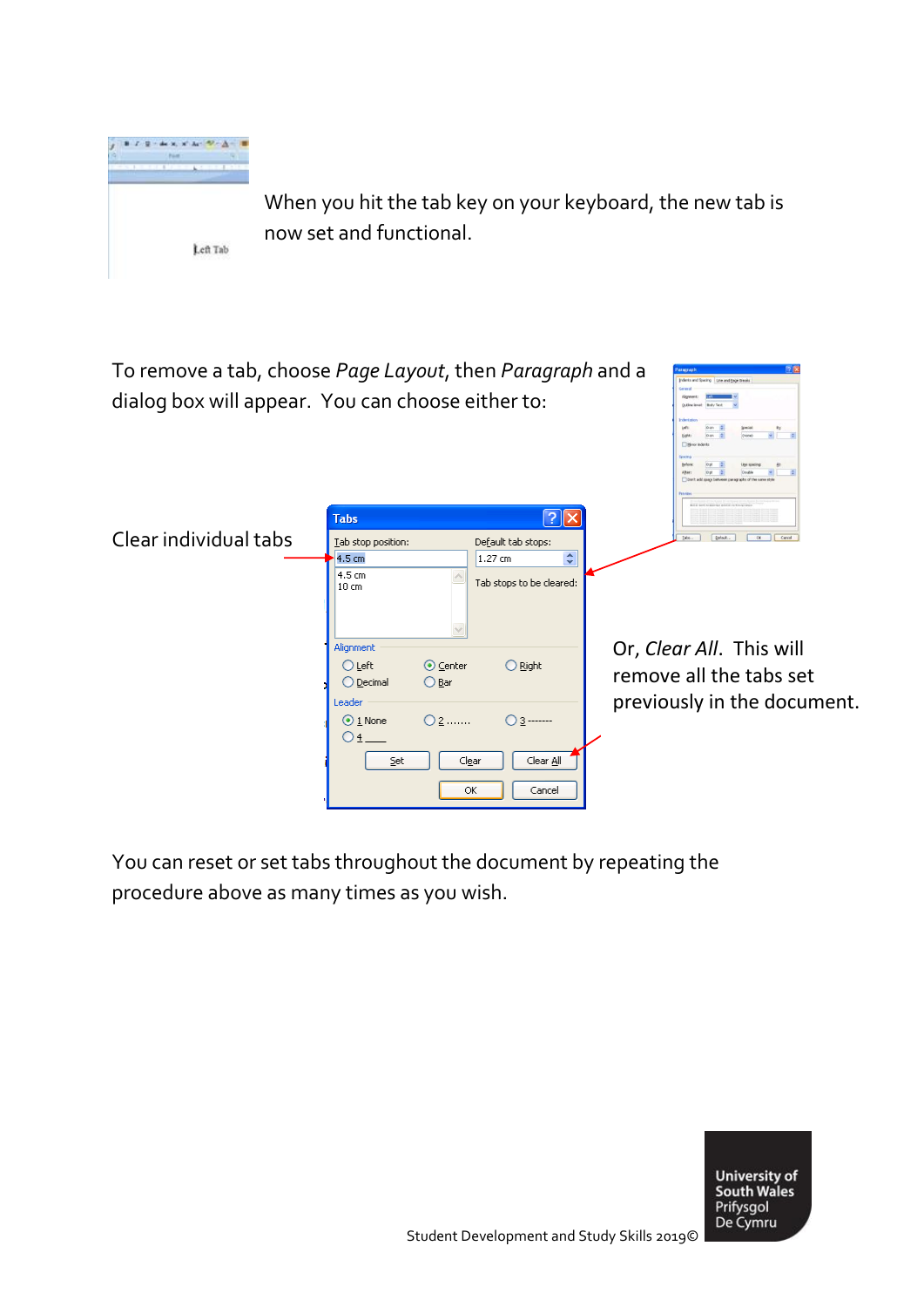When you hit the tab key on your keyboard, the new tab is now set and functional.

To remove a tab, choose *Page Layout*, then *Paragraph* and a dialog box will appear. You can choose either to:

Clear individual tabs

Or, *Clear All*. This will remove all the tabs set previously in the document.

You can reset or set tabs throughout the document by repeating the procedure above as many times as you wish.